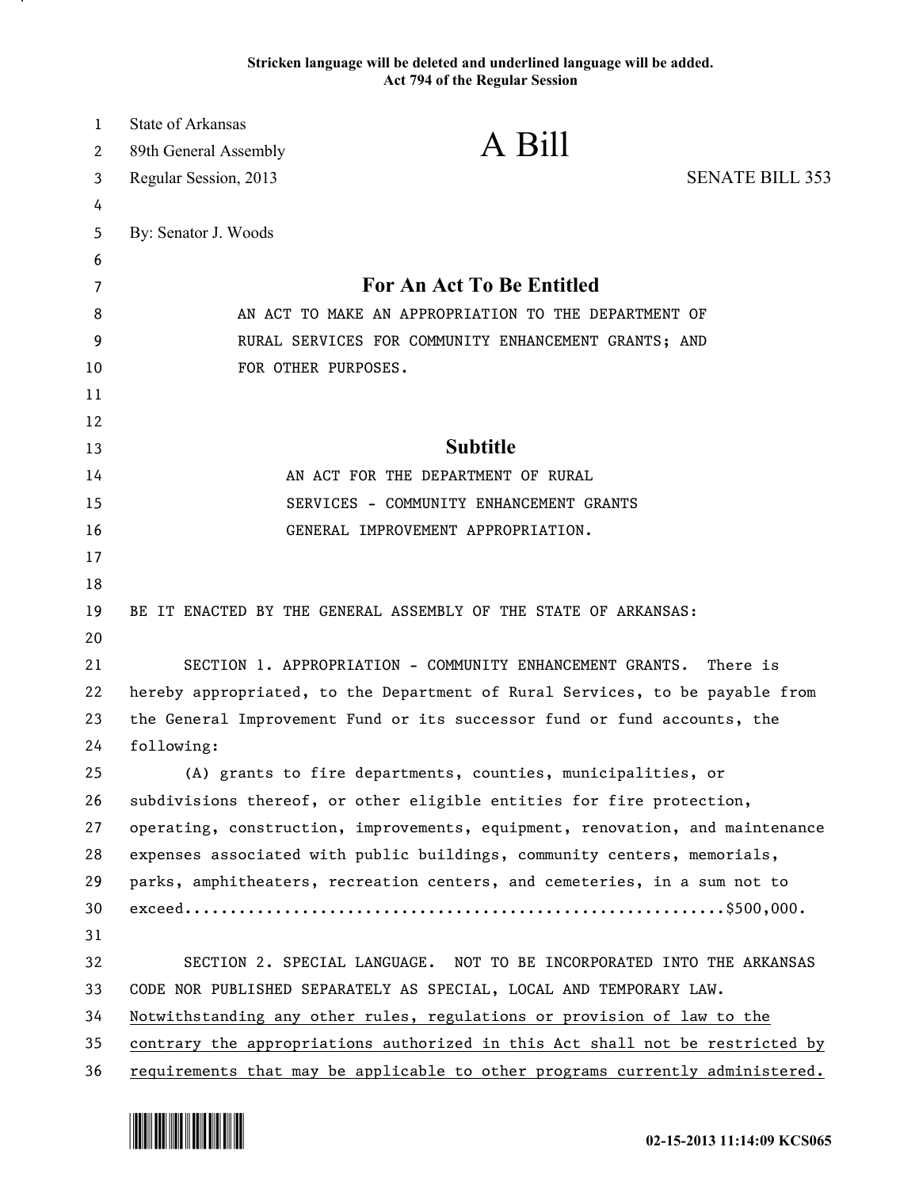Stricken language will be deleted and underlined language will be added.
Act 794 of the Regular Session

State of Arkansas
89th General Assembly
Regular Session, 2013

# A Bill

SENATE BILL 353

By: Senator J. Woods

## For An Act To Be Entitled

AN ACT TO MAKE AN APPROPRIATION TO THE DEPARTMENT OF RURAL SERVICES FOR COMMUNITY ENHANCEMENT GRANTS; AND FOR OTHER PURPOSES.

## Subtitle

AN ACT FOR THE DEPARTMENT OF RURAL SERVICES - COMMUNITY ENHANCEMENT GRANTS GENERAL IMPROVEMENT APPROPRIATION.

BE IT ENACTED BY THE GENERAL ASSEMBLY OF THE STATE OF ARKANSAS:

SECTION 1. APPROPRIATION - COMMUNITY ENHANCEMENT GRANTS. There is hereby appropriated, to the Department of Rural Services, to be payable from the General Improvement Fund or its successor fund or fund accounts, the following:

(A) grants to fire departments, counties, municipalities, or subdivisions thereof, or other eligible entities for fire protection, operating, construction, improvements, equipment, renovation, and maintenance expenses associated with public buildings, community centers, memorials, parks, amphitheaters, recreation centers, and cemeteries, in a sum not to exceed..........................................................$500,000.

SECTION 2. SPECIAL LANGUAGE. NOT TO BE INCORPORATED INTO THE ARKANSAS CODE NOR PUBLISHED SEPARATELY AS SPECIAL, LOCAL AND TEMPORARY LAW. <u>Notwithstanding any other rules, regulations or provision of law to the contrary the appropriations authorized in this Act shall not be restricted by requirements that may be applicable to other programs currently administered.</u>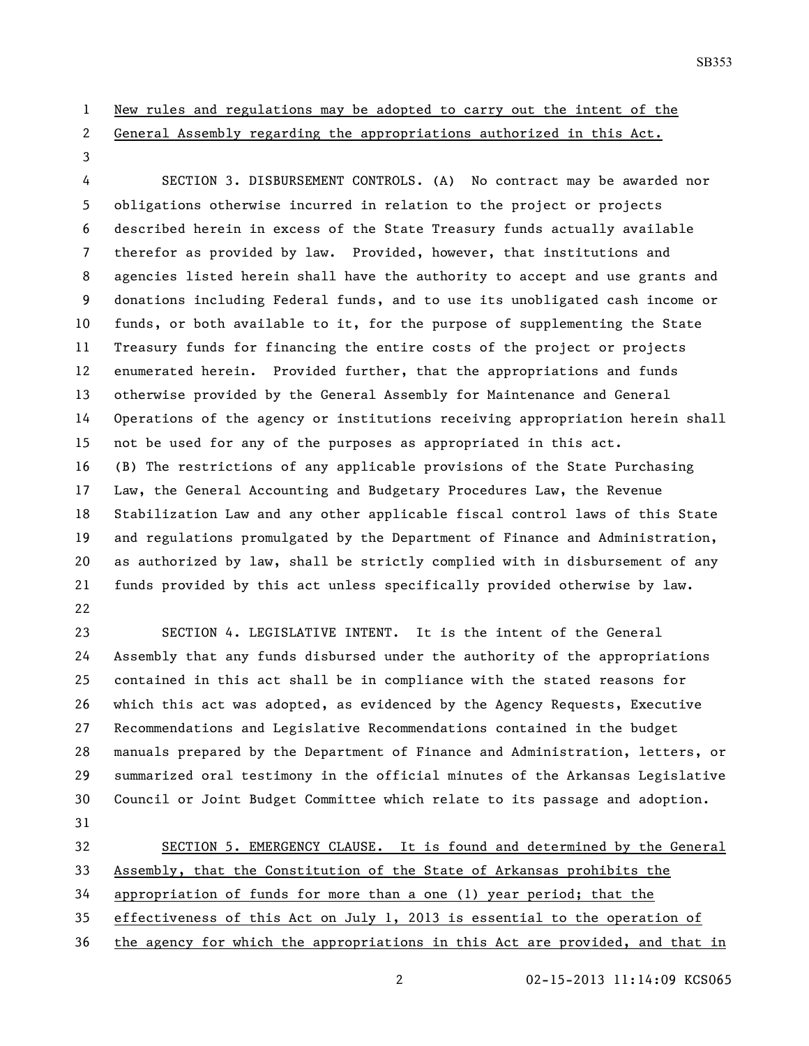New rules and regulations may be adopted to carry out the intent of the General Assembly regarding the appropriations authorized in this Act.

SECTION 3. DISBURSEMENT CONTROLS. (A) No contract may be awarded nor obligations otherwise incurred in relation to the project or projects described herein in excess of the State Treasury funds actually available therefor as provided by law. Provided, however, that institutions and agencies listed herein shall have the authority to accept and use grants and donations including Federal funds, and to use its unobligated cash income or funds, or both available to it, for the purpose of supplementing the State Treasury funds for financing the entire costs of the project or projects enumerated herein. Provided further, that the appropriations and funds otherwise provided by the General Assembly for Maintenance and General Operations of the agency or institutions receiving appropriation herein shall not be used for any of the purposes as appropriated in this act.

(B) The restrictions of any applicable provisions of the State Purchasing Law, the General Accounting and Budgetary Procedures Law, the Revenue Stabilization Law and any other applicable fiscal control laws of this State and regulations promulgated by the Department of Finance and Administration, as authorized by law, shall be strictly complied with in disbursement of any funds provided by this act unless specifically provided otherwise by law.

SECTION 4. LEGISLATIVE INTENT. It is the intent of the General Assembly that any funds disbursed under the authority of the appropriations contained in this act shall be in compliance with the stated reasons for which this act was adopted, as evidenced by the Agency Requests, Executive Recommendations and Legislative Recommendations contained in the budget manuals prepared by the Department of Finance and Administration, letters, or summarized oral testimony in the official minutes of the Arkansas Legislative Council or Joint Budget Committee which relate to its passage and adoption.

SECTION 5. EMERGENCY CLAUSE. It is found and determined by the General Assembly, that the Constitution of the State of Arkansas prohibits the appropriation of funds for more than a one (1) year period; that the effectiveness of this Act on July 1, 2013 is essential to the operation of the agency for which the appropriations in this Act are provided, and that in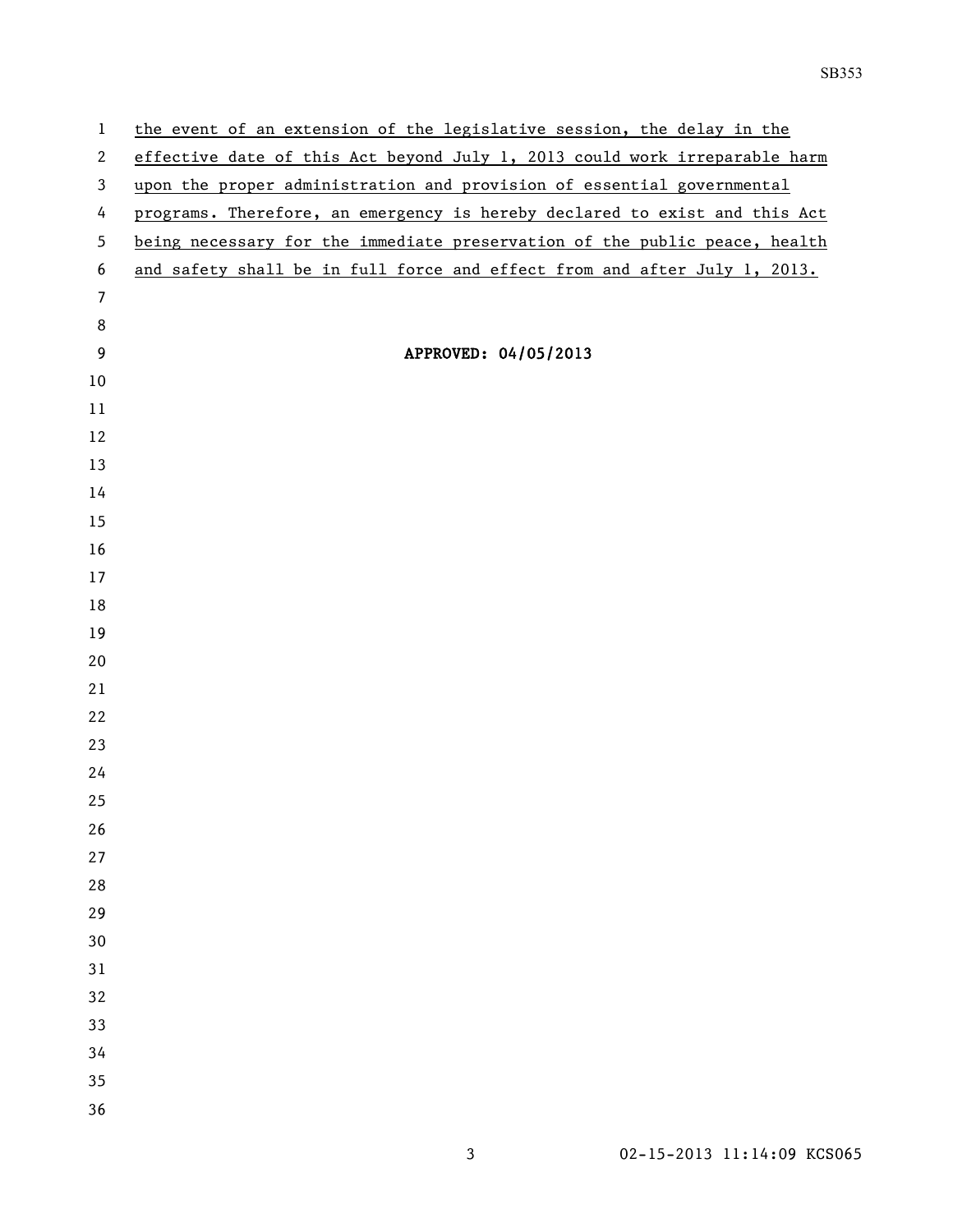the event of an extension of the legislative session, the delay in the effective date of this Act beyond July 1, 2013 could work irreparable harm upon the proper administration and provision of essential governmental programs. Therefore, an emergency is hereby declared to exist and this Act being necessary for the immediate preservation of the public peace, health and safety shall be in full force and effect from and after July 1, 2013.

**APPROVED: 04/05/2013**